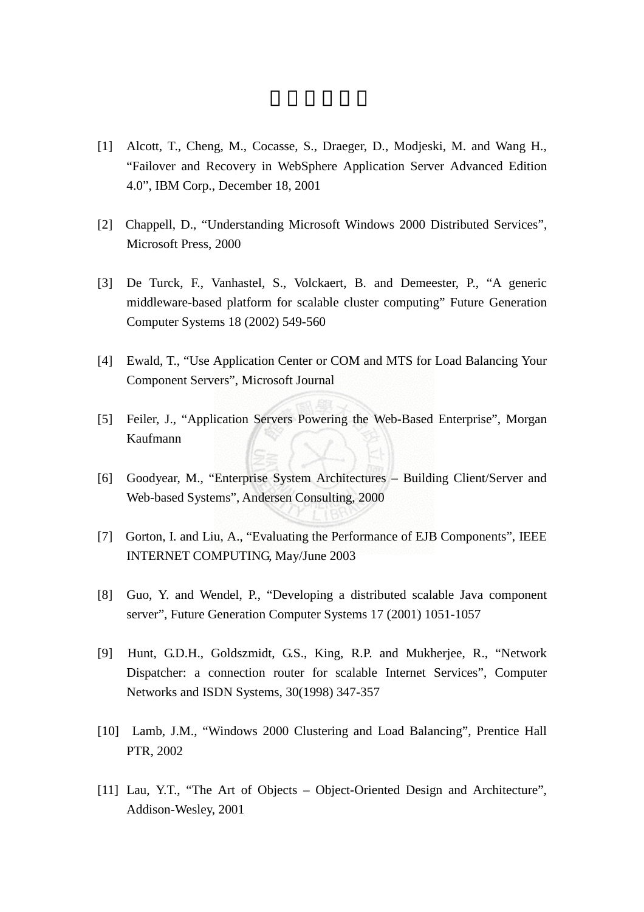[1] Alcott, T., Cheng, M., Cocasse, S., Draeger, D., Modjeski, M. and Wang H., "Failover and Recovery in WebSphere Application Server Advanced Edition 4.0", IBM Corp., December 18, 2001

[2] Chappell, D., "Understanding Microsoft Windows 2000 Distributed Services", Microsoft Press, 2000

[3] De Turck, F., Vanhastel, S., Volckaert, B. and Demeester, P., "A generic middleware-based platform for scalable cluster computing" Future Generation Computer Systems 18 (2002) 549-560

[4] Ewald, T., "Use Application Center or COM and MTS for Load Balancing Your Component Servers", Microsoft Journal

[5] Feiler, J., "Application Servers Powering the Web-Based Enterprise", Morgan Kaufmann

[6] Goodyear, M., "Enterprise System Architectures – Building Client/Server and Web-based Systems", Andersen Consulting, 2000

[7] Gorton, I. and Liu, A., "Evaluating the Performance of EJB Components", IEEE INTERNET COMPUTING, May/June 2003

[8] Guo, Y. and Wendel, P., "Developing a distributed scalable Java component server", Future Generation Computer Systems 17 (2001) 1051-1057

[9] Hunt, G.D.H., Goldszmidt, G.S., King, R.P. and Mukherjee, R., "Network Dispatcher: a connection router for scalable Internet Services", Computer Networks and ISDN Systems, 30(1998) 347-357

[10] Lamb, J.M., "Windows 2000 Clustering and Load Balancing", Prentice Hall PTR, 2002

[11] Lau, Y.T., "The Art of Objects – Object-Oriented Design and Architecture", Addison-Wesley, 2001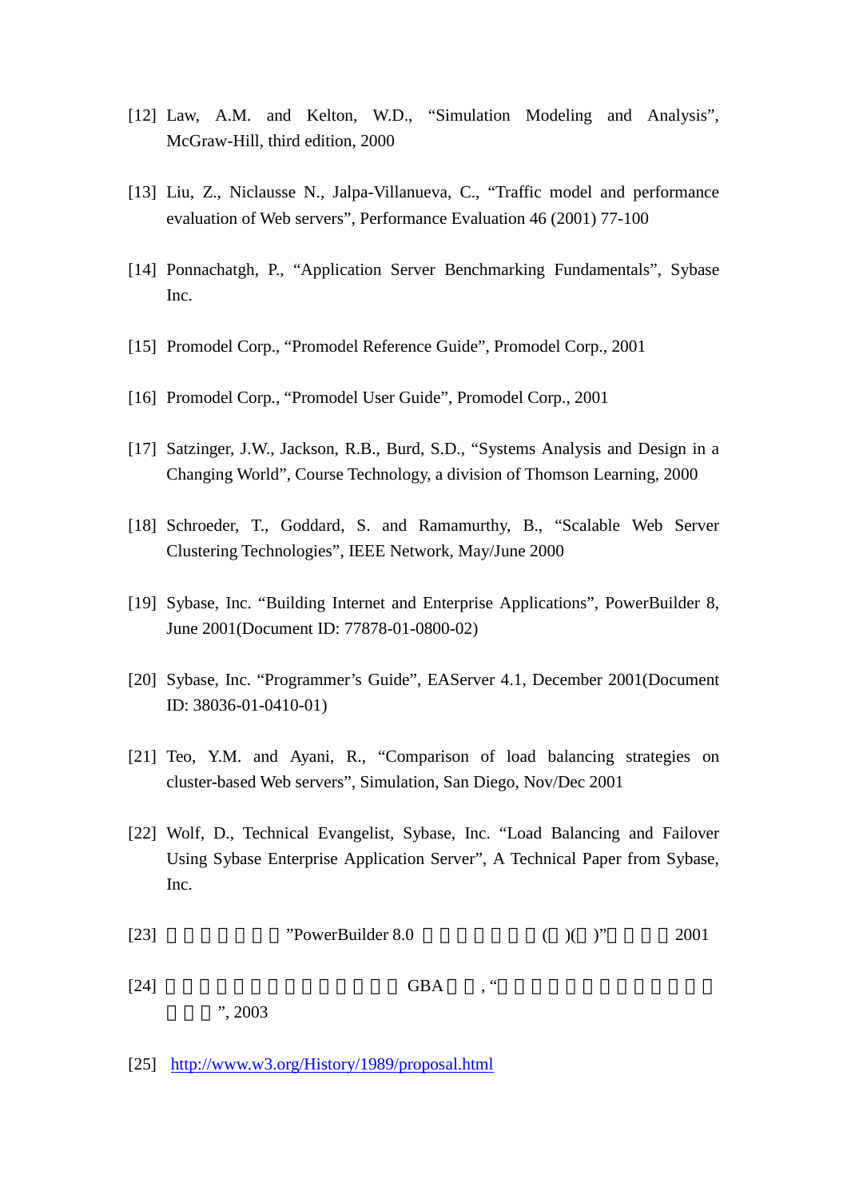[12] Law, A.M. and Kelton, W.D., “Simulation Modeling and Analysis”, McGraw-Hill, third edition, 2000

[13] Liu, Z., Niclausse N., Jalpa-Villanueva, C., “Traffic model and performance evaluation of Web servers”, Performance Evaluation 46 (2001) 77-100

[14] Ponnachatgh, P., “Application Server Benchmarking Fundamentals”, Sybase Inc.

[15] Promodel Corp., “Promodel Reference Guide”, Promodel Corp., 2001

[16] Promodel Corp., “Promodel User Guide”, Promodel Corp., 2001

[17] Satzinger, J.W., Jackson, R.B., Burd, S.D., “Systems Analysis and Design in a Changing World”, Course Technology, a division of Thomson Learning, 2000

[18] Schroeder, T., Goddard, S. and Ramamurthy, B., “Scalable Web Server Clustering Technologies”, IEEE Network, May/June 2000

[19] Sybase, Inc. “Building Internet and Enterprise Applications”, PowerBuilder 8, June 2001(Document ID: 77878-01-0800-02)

[20] Sybase, Inc. “Programmer’s Guide”, EAServer 4.1, December 2001(Document ID: 38036-01-0410-01)

[21] Teo, Y.M. and Ayani, R., “Comparison of load balancing strategies on cluster-based Web servers”, Simulation, San Diego, Nov/Dec 2001

[22] Wolf, D., Technical Evangelist, Sybase, Inc. “Load Balancing and Failover Using Sybase Enterprise Application Server”, A Technical Paper from Sybase, Inc.

[23] □□□□□□□”PowerBuilder 8.0 □□□□□□(□)(□)”□□□□ 2001

[24] □□□□□□□□□□□□□ GBA □□, “□□□□□□□□□□□□□□□□”, 2003

[25] http://www.w3.org/History/1989/proposal.html